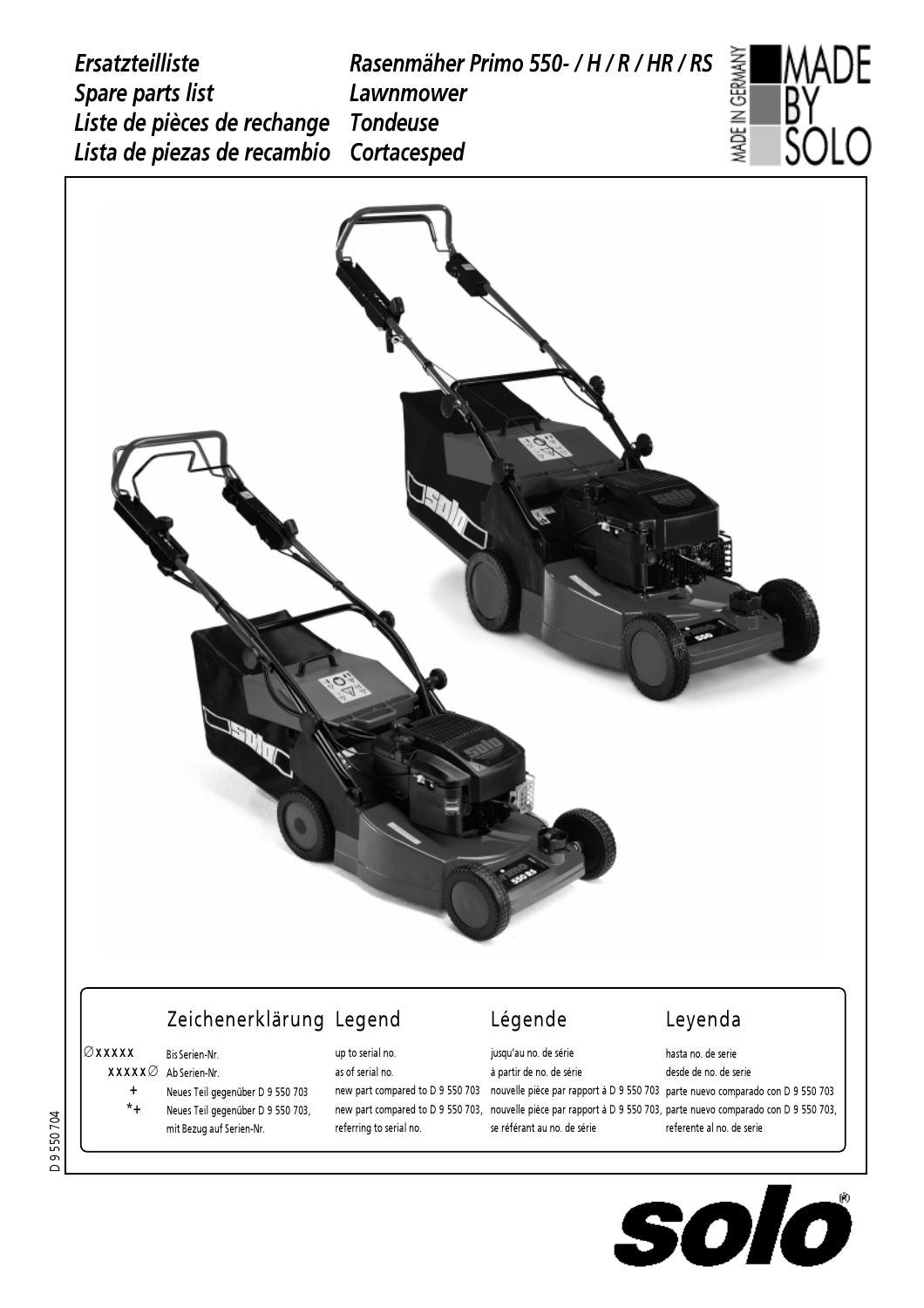*Ersatzteilliste* — *Rasenmäher Primo 550- / H / R / HR / RS*
*Spare parts list* — *Lawnmower*
*Liste de pièces de rechange* — *Tondeuse*
*Lista de piezas de recambio* — *Cortacesped*

MADE IN GERMANY — MADE BY SOLO

| | Zeichenerklärung | Legend | Légende | Leyenda |
|---|---|---|---|---|
| ∅xxxxx | Bis Serien-Nr. | up to serial no. | jusqu'au no. de série | hasta no. de serie |
| xxxxx∅ | Ab Serien-Nr. | as of serial no. | à partir de no. de série | desde de no. de serie |
| + | Neues Teil gegenüber D 9 550 703 | new part compared to D 9 550 703 | nouvelle pièce par rapport à D 9 550 703 | parte nuevo comparado con D 9 550 703 |
| *+ | Neues Teil gegenüber D 9 550 703, mit Bezug auf Serien-Nr. | new part compared to D 9 550 703, referring to serial no. | nouvelle pièce par rapport à D 9 550 703, se référant au no. de série | parte nuevo comparado con D 9 550 703, referente al no. de serie |

D 9 550 704

solo®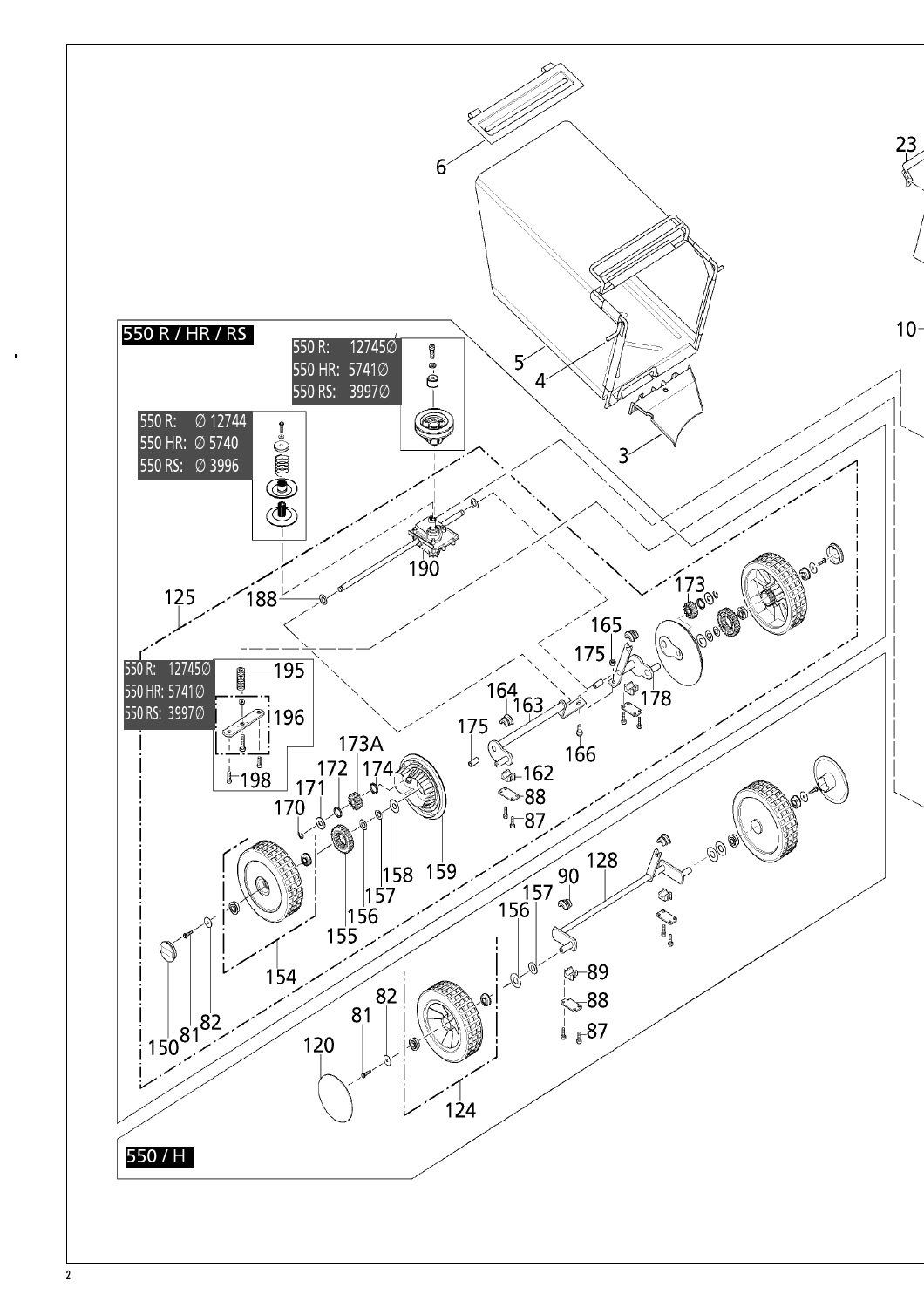550 R / HR / RS

550 R: 12745Ø
550 HR: 5741Ø
550 RS: 3997Ø

550 R: Ø 12744
550 HR: Ø 5740
550 RS: Ø 3996

550 R: 12745Ø
550 HR: 5741Ø
550 RS: 3997Ø

6
23
5
4
10
3
190
125
188
173
165
175
195
178
164
163
196
175
166
173A
172
174
162
171
88
87
170
198
158
159
157
156
155
90
128
157
156
154
89
88
82
87
150
81
82
81
120
124

550 / H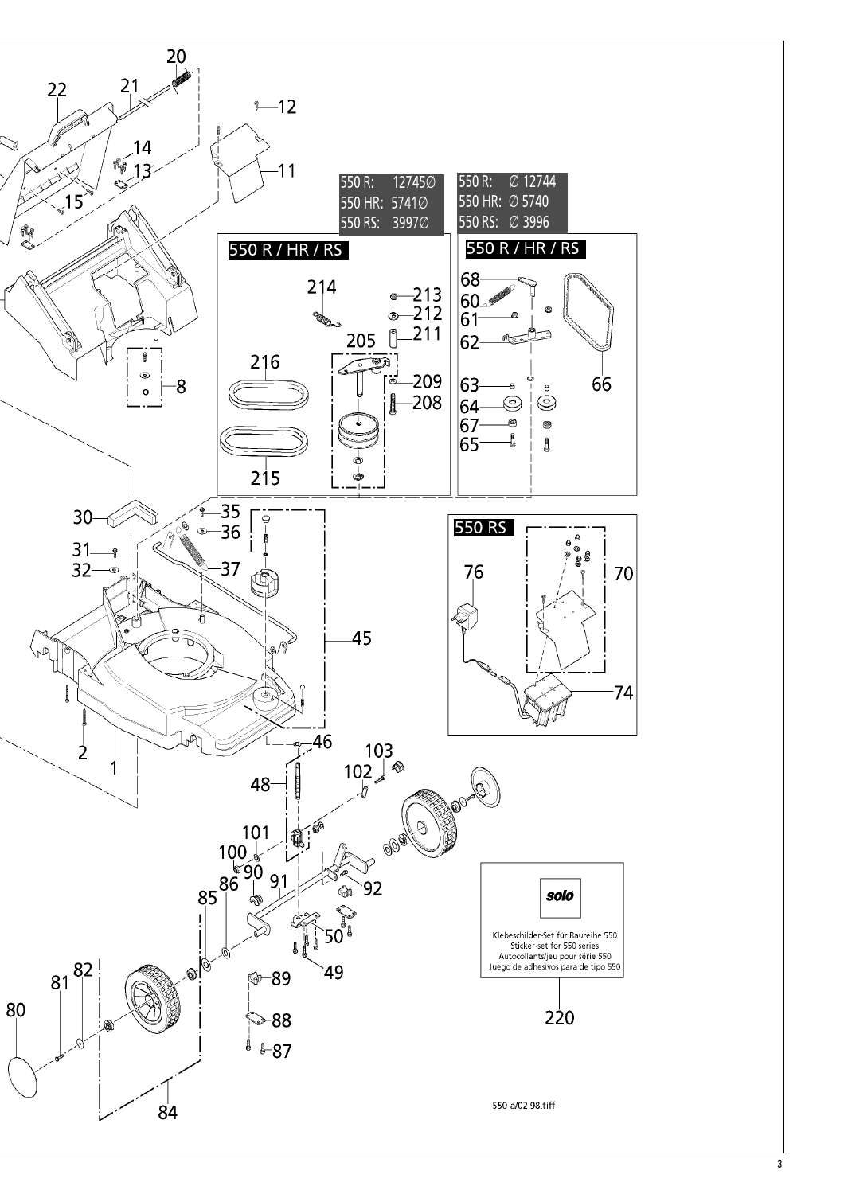550 R: 12745∅
550 HR: 5741∅
550 RS: 3997∅

550 R: ∅ 12744
550 HR: ∅ 5740
550 RS: ∅ 3996

550 R / HR / RS

550 R / HR / RS

550 RS

Klebeschilder-Set für Baureihe 550
Sticker-set for 550 series
Autocollants/jeu pour série 550
Juego de adhesivos para de tipo 550

550-a/02.98.tiff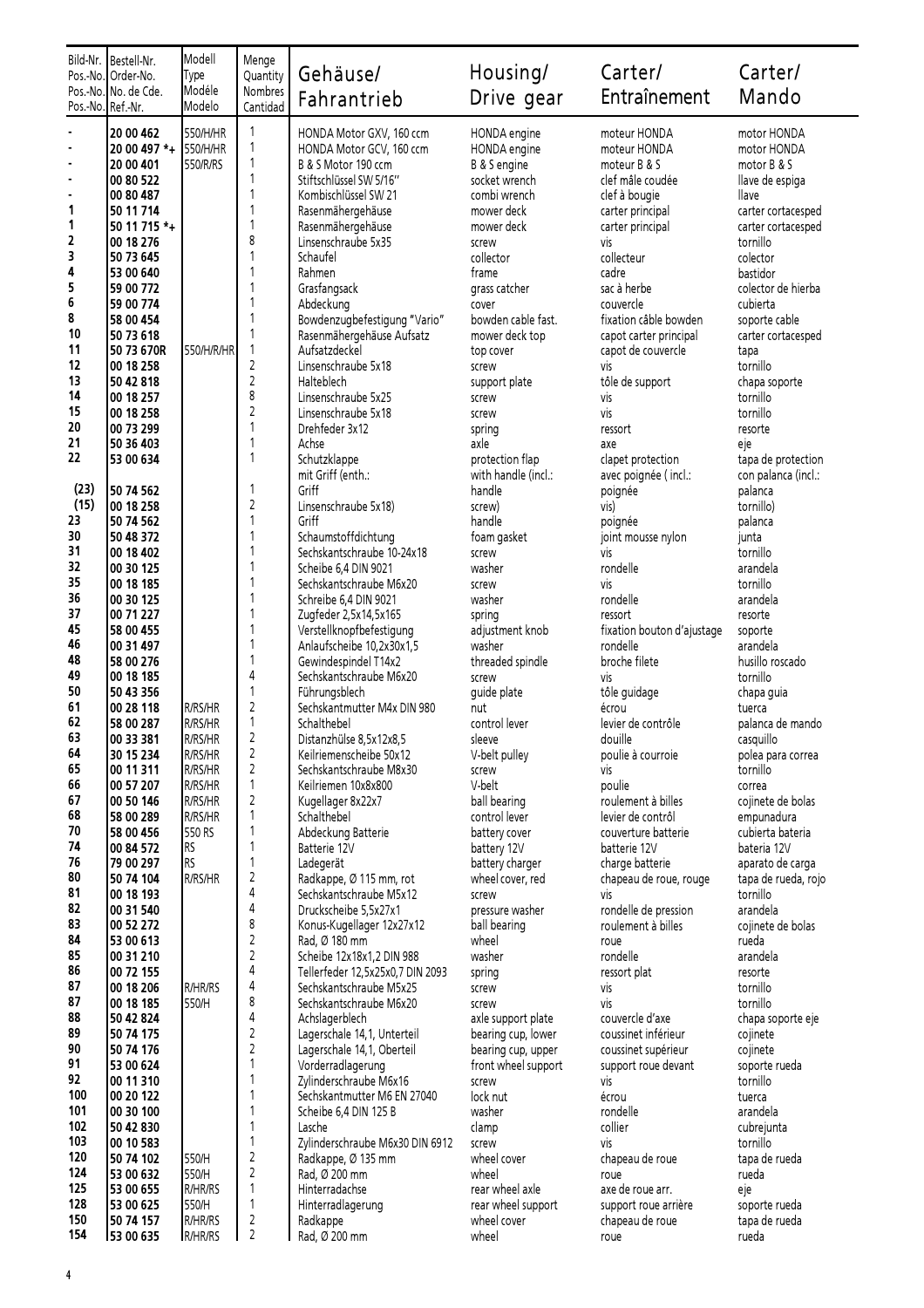| Bild-Nr. Pos.-No. Pos.-No. Pos.-Nr. | Bestell-Nr. Order-No. No. de Cde. Ref.-Nr. | Modell Type Modéle Modelo | Menge Quantity Nombres Cantidad | Gehäuse/ Fahrantrieb | Housing/ Drive gear | Carter/ Entraînement | Carter/ Mando |
|---|---|---|---|---|---|---|---|
| - | 20 00 462 | 550/H/HR | 1 | HONDA Motor GXV, 160 ccm | HONDA engine | moteur HONDA | motor HONDA |
| - | 20 00 497 *+ | 550/H/HR | 1 | HONDA Motor GCV, 160 ccm | HONDA engine | moteur HONDA | motor HONDA |
| - | 20 00 401 | 550/R/RS | 1 | B & S Motor 190 ccm | B & S engine | moteur B & S | motor B & S |
| - | 00 80 522 | | 1 | Stiftschlüssel SW 5/16" | socket wrench | clef mâle coudée | llave de espiga |
| - | 00 80 487 | | 1 | Kombischlüssel SW 21 | combi wrench | clef à bougie | llave |
| 1 | 50 11 714 | | 1 | Rasenmähergehäuse | mower deck | carter principal | carter cortacesped |
| 1 | 50 11 715 *+ | | 1 | Rasenmähergehäuse | mower deck | carter principal | carter cortacesped |
| 2 | 00 18 276 | | 8 | Linsenschraube 5x35 | screw | vis | tornillo |
| 3 | 50 73 645 | | 1 | Schaufel | collector | collecteur | colector |
| 4 | 53 00 640 | | 1 | Rahmen | frame | cadre | bastidor |
| 5 | 59 00 772 | | 1 | Grasfangsack | grass catcher | sac à herbe | colector de hierba |
| 6 | 59 00 774 | | 1 | Abdeckung | cover | couvercle | cubierta |
| 8 | 58 00 454 | | 1 | Bowdenzugbefestigung "Vario" | bowden cable fast. | fixation câble bowden | soporte cable |
| 10 | 50 73 618 | | 1 | Rasenmähergehäuse Aufsatz | mower deck top | capot carter principal | carter cortacesped |
| 11 | 50 73 670R | 550/H/R/HR | 1 | Aufsatzdeckel | top cover | capot de couvercle | tapa |
| 12 | 00 18 258 | | 2 | Linsenschraube 5x18 | screw | vis | tornillo |
| 13 | 50 42 818 | | 2 | Halteblech | support plate | tôle de support | chapa soporte |
| 14 | 00 18 257 | | 8 | Linsenschraube 5x25 | screw | vis | tornillo |
| 15 | 00 18 258 | | 2 | Linsenschraube 5x18 | screw | vis | tornillo |
| 20 | 00 73 299 | | 1 | Drehfeder 3x12 | spring | ressort | resorte |
| 21 | 50 36 403 | | 1 | Achse | axle | axe | eje |
| 22 | 53 00 634 | | 1 | Schutzklappe mit Griff (enth.: | protection flap with handle (incl.: | clapet protection avec poignée ( incl.: | tapa de protection con palanca (incl.: |
| (23) | 50 74 562 | | 1 | Griff | handle | poignée | palanca |
| (15) | 00 18 258 | | 2 | Linsenschraube 5x18) | screw) | vis) | tornillo) |
| 23 | 50 74 562 | | 1 | Griff | handle | poignée | palanca |
| 30 | 50 48 372 | | 1 | Schaumstoffdichtung | foam gasket | joint mousse nylon | junta |
| 31 | 00 18 402 | | 1 | Sechskantschraube 10-24x18 | screw | vis | tornillo |
| 32 | 00 30 125 | | 1 | Scheibe 6,4 DIN 9021 | washer | rondelle | arandela |
| 35 | 00 18 185 | | 1 | Sechskantschraube M6x20 | screw | vis | tornillo |
| 36 | 00 30 125 | | 1 | Schreibe 6,4 DIN 9021 | washer | rondelle | arandela |
| 37 | 00 71 227 | | 1 | Zugfeder 2,5x14,5x165 | spring | ressort | resorte |
| 45 | 58 00 455 | | 1 | Verstellknopfbefestigung | adjustment knob | fixation bouton d'ajustage | soporte |
| 46 | 00 31 497 | | 1 | Anlaufscheibe 10,2x30x1,5 | washer | rondelle | arandela |
| 48 | 58 00 276 | | 1 | Gewindespindel T14x2 | threaded spindle | broche filete | husillo roscado |
| 49 | 00 18 185 | | 4 | Sechskantschraube M6x20 | screw | vis | tornillo |
| 50 | 50 43 356 | | 1 | Führungsblech | guide plate | tôle guidage | chapa guia |
| 61 | 00 28 118 | R/RS/HR | 2 | Sechskantmutter M4x DIN 980 | nut | écrou | tuerca |
| 62 | 58 00 287 | R/RS/HR | 1 | Schalthebel | control lever | levier de contrôle | palanca de mando |
| 63 | 00 33 381 | R/RS/HR | 2 | Distanzhülse 8,5x12x8,5 | sleeve | douille | casquillo |
| 64 | 30 15 234 | R/RS/HR | 2 | Keilriemenscheibe 50x12 | V-belt pulley | poulie à courroie | polea para correa |
| 65 | 00 11 311 | R/RS/HR | 2 | Sechskantschraube M8x30 | screw | vis | tornillo |
| 66 | 00 57 207 | R/RS/HR | 1 | Keilriemen 10x8x800 | V-belt | poulie | correa |
| 67 | 00 50 146 | R/RS/HR | 2 | Kugellager 8x22x7 | ball bearing | roulement à billes | cojinete de bolas |
| 68 | 58 00 289 | R/RS/HR | 1 | Schalthebel | control lever | levier de contrôl | empunadura |
| 70 | 58 00 456 | 550 RS | 1 | Abdeckung Batterie | battery cover | couverture batterie | cubierta bateria |
| 74 | 00 84 572 | RS | 1 | Batterie 12V | battery 12V | batterie 12V | bateria 12V |
| 76 | 79 00 297 | RS | 1 | Ladegerät | battery charger | charge batterie | aparato de carga |
| 80 | 50 74 104 | R/RS/HR | 2 | Radkappe, Ø 115 mm, rot | wheel cover, red | chapeau de roue, rouge | tapa de rueda, rojo |
| 81 | 00 18 193 | | 4 | Sechskantschraube M5x12 | screw | vis | tornillo |
| 82 | 00 31 540 | | 4 | Druckscheibe 5,5x27x1 | pressure washer | rondelle de pression | arandela |
| 83 | 00 52 272 | | 8 | Konus-Kugellager 12x27x12 | ball bearing | roulement à billes | cojinete de bolas |
| 84 | 53 00 613 | | 2 | Rad, Ø 180 mm | wheel | roue | rueda |
| 85 | 00 31 210 | | 2 | Scheibe 12x18x1,2 DIN 988 | washer | rondelle | arandela |
| 86 | 00 72 155 | | 4 | Tellerfeder 12,5x25x0,7 DIN 2093 | spring | ressort plat | resorte |
| 87 | 00 18 206 | R/HR/RS | 4 | Sechskantschraube M5x25 | screw | vis | tornillo |
| 87 | 00 18 185 | 550/H | 8 | Sechskantschraube M6x20 | screw | vis | tornillo |
| 88 | 50 42 824 | | 4 | Achslagerblech | axle support plate | couvercle d'axe | chapa soporte eje |
| 89 | 50 74 175 | | 2 | Lagerschale 14,1, Unterteil | bearing cup, lower | coussinet inférieur | cojinete |
| 90 | 50 74 176 | | 2 | Lagerschale 14,1, Oberteil | bearing cup, upper | coussinet supérieur | cojinete |
| 91 | 53 00 624 | | 1 | Vorderradlagerung | front wheel support | support roue devant | soporte rueda |
| 92 | 00 11 310 | | 1 | Zylinderschraube M6x16 | screw | vis | tornillo |
| 100 | 00 20 122 | | 1 | Sechskantmutter M6 EN 27040 | lock nut | écrou | tuerca |
| 101 | 00 30 100 | | 1 | Scheibe 6,4 DIN 125 B | washer | rondelle | arandela |
| 102 | 50 42 830 | | 1 | Lasche | clamp | collier | cubrejunta |
| 103 | 00 10 583 | | 1 | Zylinderschraube M6x30 DIN 6912 | screw | vis | tornillo |
| 120 | 50 74 102 | 550/H | 2 | Radkappe, Ø 135 mm | wheel cover | chapeau de roue | tapa de rueda |
| 124 | 53 00 632 | 550/H | 2 | Rad, Ø 200 mm | wheel | roue | rueda |
| 125 | 53 00 655 | R/HR/RS | 1 | Hinterradachse | rear wheel axle | axe de roue arr. | eje |
| 128 | 53 00 625 | 550/H | 1 | Hinterradlagerung | rear wheel support | support roue arrière | soporte rueda |
| 150 | 50 74 157 | R/HR/RS | 2 | Radkappe | wheel cover | chapeau de roue | tapa de rueda |
| 154 | 53 00 635 | R/HR/RS | 2 | Rad, Ø 200 mm | wheel | roue | rueda |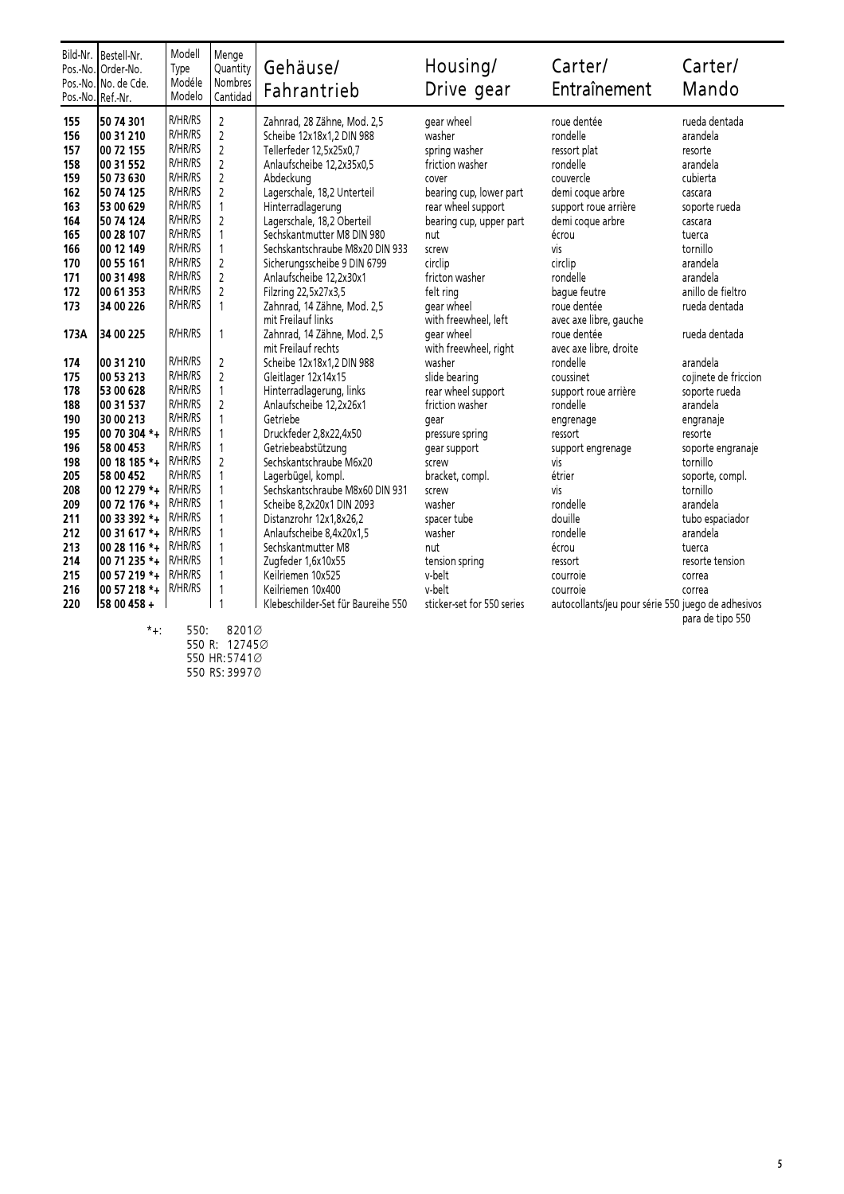| Bild-Nr. Pos.-No. Pos.-No. Pos.-No. | Bestell-Nr. Order-No. No. de Cde. Ref.-Nr. | Modell Type Modéle Modelo | Menge Quantity Nombres Cantidad | Gehäuse/ Fahrantrieb | Housing/ Drive gear | Carter/ Entraînement | Carter/ Mando |
|---|---|---|---|---|---|---|---|
| **155** | **50 74 301** | R/HR/RS | 2 | Zahnrad, 28 Zähne, Mod. 2,5 | gear wheel | roue dentée | rueda dentada |
| **156** | **00 31 210** | R/HR/RS | 2 | Scheibe 12x18x1,2 DIN 988 | washer | rondelle | arandela |
| **157** | **00 72 155** | R/HR/RS | 2 | Tellerfeder 12,5x25x0,7 | spring washer | ressort plat | resorte |
| **158** | **00 31 552** | R/HR/RS | 2 | Anlaufscheibe 12,2x35x0,5 | friction washer | rondelle | arandela |
| **159** | **50 73 630** | R/HR/RS | 2 | Abdeckung | cover | couvercle | cubierta |
| **162** | **50 74 125** | R/HR/RS | 2 | Lagerschale, 18,2 Unterteil | bearing cup, lower part | demi coque arbre | cascara |
| **163** | **53 00 629** | R/HR/RS | 1 | Hinterradlagerung | rear wheel support | support roue arrière | soporte rueda |
| **164** | **50 74 124** | R/HR/RS | 2 | Lagerschale, 18,2 Oberteil | bearing cup, upper part | demi coque arbre | cascara |
| **165** | **00 28 107** | R/HR/RS | 1 | Sechskantmutter M8 DIN 980 | nut | écrou | tuerca |
| **166** | **00 12 149** | R/HR/RS | 1 | Sechskantschraube M8x20 DIN 933 | screw | vis | tornillo |
| **170** | **00 55 161** | R/HR/RS | 2 | Sicherungsscheibe 9 DIN 6799 | circlip | circlip | arandela |
| **171** | **00 31 498** | R/HR/RS | 2 | Anlaufscheibe 12,2x30x1 | fricton washer | rondelle | arandela |
| **172** | **00 61 353** | R/HR/RS | 2 | Filzring 22,5x27x3,5 | felt ring | bague feutre | anillo de fieltro |
| **173** | **34 00 226** | R/HR/RS | 1 | Zahnrad, 14 Zähne, Mod. 2,5 mit Freilauf links | gear wheel with freewheel, left | roue dentée avec axe libre, gauche | rueda dentada |
| **173A** | **34 00 225** | R/HR/RS | 1 | Zahnrad, 14 Zähne, Mod. 2,5 mit Freilauf rechts | gear wheel with freewheel, right | roue dentée avec axe libre, droite | rueda dentada |
| **174** | **00 31 210** | R/HR/RS | 2 | Scheibe 12x18x1,2 DIN 988 | washer | rondelle | arandela |
| **175** | **00 53 213** | R/HR/RS | 2 | Gleitlager 12x14x15 | slide bearing | coussinet | cojinete de friccion |
| **178** | **53 00 628** | R/HR/RS | 1 | Hinterradlagerung, links | rear wheel support | support roue arrière | soporte rueda |
| **188** | **00 31 537** | R/HR/RS | 2 | Anlaufscheibe 12,2x26x1 | friction washer | rondelle | arandela |
| **190** | **30 00 213** | R/HR/RS | 1 | Getriebe | gear | engrenage | engranaje |
| **195** | **00 70 304 *+** | R/HR/RS | 1 | Druckfeder 2,8x22,4x50 | pressure spring | ressort | resorte |
| **196** | **58 00 453** | R/HR/RS | 1 | Getriebeabstützung | gear support | support engrenage | soporte engranaje |
| **198** | **00 18 185 *+** | R/HR/RS | 2 | Sechskantschraube M6x20 | screw | vis | tornillo |
| **205** | **58 00 452** | R/HR/RS | 1 | Lagerbügel, kompl. | bracket, compl. | étrier | soporte, compl. |
| **208** | **00 12 279 *+** | R/HR/RS | 1 | Sechskantschraube M8x60 DIN 931 | screw | vis | tornillo |
| **209** | **00 72 176 *+** | R/HR/RS | 1 | Scheibe 8,2x20x1 DIN 2093 | washer | rondelle | arandela |
| **211** | **00 33 392 *+** | R/HR/RS | 1 | Distanzrohr 12x1,8x26,2 | spacer tube | douille | tubo espaciador |
| **212** | **00 31 617 *+** | R/HR/RS | 1 | Anlaufscheibe 8,4x20x1,5 | washer | rondelle | arandela |
| **213** | **00 28 116 *+** | R/HR/RS | 1 | Sechskantmutter M8 | nut | écrou | tuerca |
| **214** | **00 71 235 *+** | R/HR/RS | 1 | Zugfeder 1,6x10x55 | tension spring | ressort | resorte tension |
| **215** | **00 57 219 *+** | R/HR/RS | 1 | Keilriemen 10x525 | v-belt | courroie | correa |
| **216** | **00 57 218 *+** | R/HR/RS | 1 | Keilriemen 10x400 | v-belt | courroie | correa |
| **220** | **58 00 458 +** | | 1 | Klebeschilder-Set für Baureihe 550 | sticker-set for 550 series | autocollants/jeu pour série 550 | juego de adhesivos para de tipo 550 |

*+: 550: 8201∅
550 R: 12745∅
550 HR: 5741∅
550 RS: 3997∅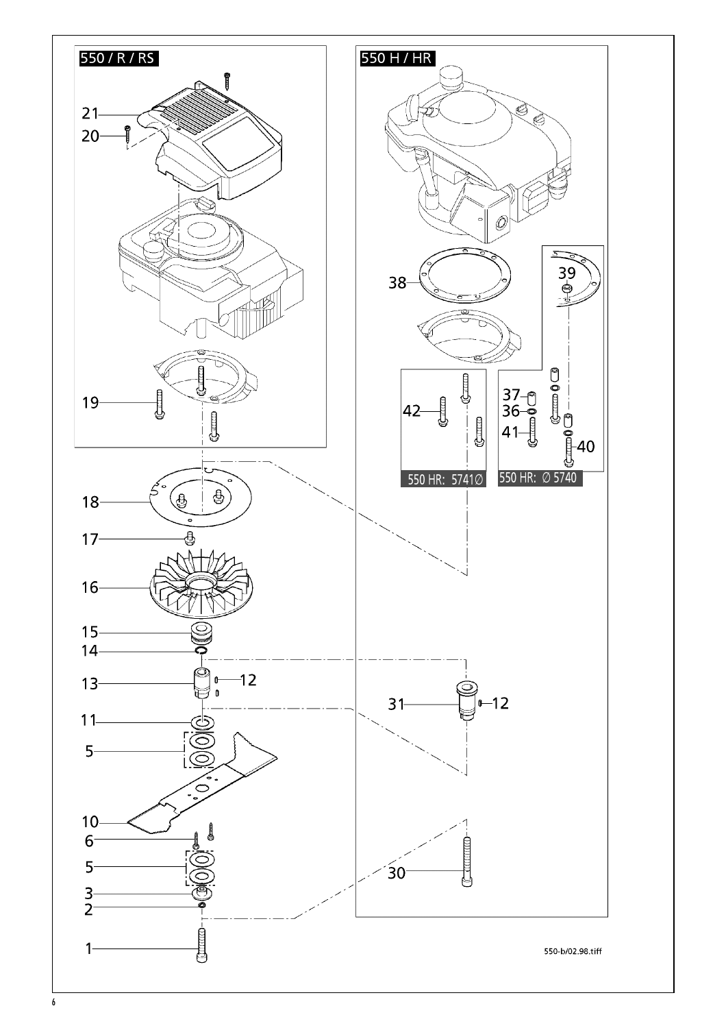550 / R / RS

550 H / HR

21

20

19

18

17

16

15

14

13

12

11

5

10

6

5

3

2

1

38

39

37

36

41

40

42

550 HR: 5741∅

550 HR: ∅ 5740

31

12

30

550-b/02.98.tiff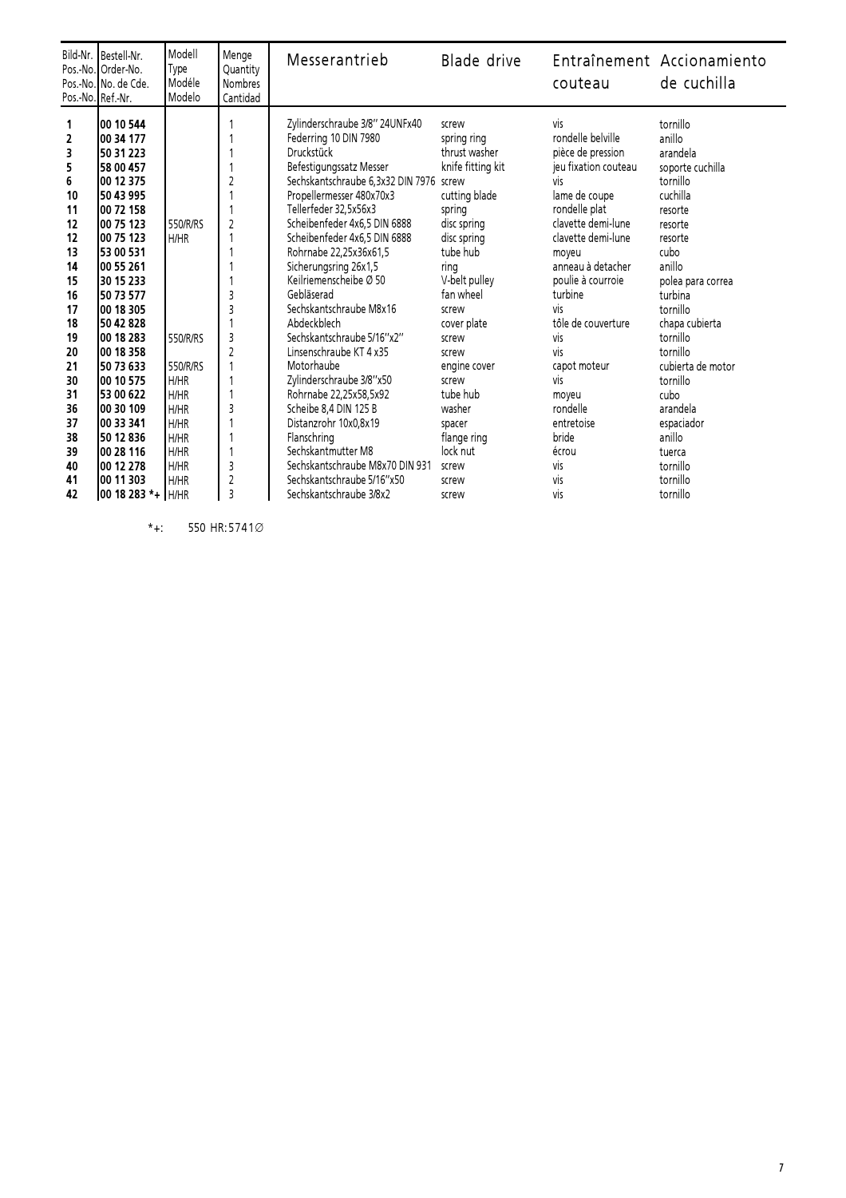| Bild-Nr. Pos.-No. Pos.-No. Pos.-No. | Bestell-Nr. Order-No. No. de Cde. Ref.-Nr. | Modell Type Modéle Modelo | Menge Quantity Nombres Cantidad | Messerantrieb | Blade drive | Entraînement couteau | Accionamiento de cuchilla |
|---|---|---|---|---|---|---|---|
| 1 | 00 10 544 | | 1 | Zylinderschraube 3/8" 24UNFx40 | screw | vis | tornillo |
| 2 | 00 34 177 | | 1 | Federring 10 DIN 7980 | spring ring | rondelle belville | anillo |
| 3 | 50 31 223 | | 1 | Druckstück | thrust washer | pièce de pression | arandela |
| 5 | 58 00 457 | | 1 | Befestigungssatz Messer | knife fitting kit | jeu fixation couteau | soporte cuchilla |
| 6 | 00 12 375 | | 2 | Sechskantschraube 6,3x32 DIN 7976 | screw | vis | tornillo |
| 10 | 50 43 995 | | 1 | Propellermesser 480x70x3 | cutting blade | lame de coupe | cuchilla |
| 11 | 00 72 158 | | 1 | Tellerfeder 32,5x56x3 | spring | rondelle plat | resorte |
| 12 | 00 75 123 | 550/R/RS | 2 | Scheibenfeder 4x6,5 DIN 6888 | disc spring | clavette demi-lune | resorte |
| 12 | 00 75 123 | H/HR | 1 | Scheibenfeder 4x6,5 DIN 6888 | disc spring | clavette demi-lune | resorte |
| 13 | 53 00 531 | | 1 | Rohrnabe 22,25x36x61,5 | tube hub | moyeu | cubo |
| 14 | 00 55 261 | | 1 | Sicherungsring 26x1,5 | ring | anneau à detacher | anillo |
| 15 | 30 15 233 | | 1 | Keilriemenscheibe Ø 50 | V-belt pulley | poulie à courroie | polea para correa |
| 16 | 50 73 577 | | 3 | Gebläserad | fan wheel | turbine | turbina |
| 17 | 00 18 305 | | 3 | Sechskantschraube M8x16 | screw | vis | tornillo |
| 18 | 50 42 828 | | 1 | Abdeckblech | cover plate | tôle de couverture | chapa cubierta |
| 19 | 00 18 283 | 550/R/RS | 3 | Sechskantschraube 5/16"x2" | screw | vis | tornillo |
| 20 | 00 18 358 | | 2 | Linsenschraube KT 4 x35 | screw | vis | tornillo |
| 21 | 50 73 633 | 550/R/RS | 1 | Motorhaube | engine cover | capot moteur | cubierta de motor |
| 30 | 00 10 575 | H/HR | 1 | Zylinderschraube 3/8"x50 | screw | vis | tornillo |
| 31 | 53 00 622 | H/HR | 1 | Rohrnabe 22,25x58,5x92 | tube hub | moyeu | cubo |
| 36 | 00 30 109 | H/HR | 3 | Scheibe 8,4 DIN 125 B | washer | rondelle | arandela |
| 37 | 00 33 341 | H/HR | 1 | Distanzrohr 10x0,8x19 | spacer | entretoise | espaciador |
| 38 | 50 12 836 | H/HR | 1 | Flanschring | flange ring | bride | anillo |
| 39 | 00 28 116 | H/HR | 1 | Sechskantmutter M8 | lock nut | écrou | tuerca |
| 40 | 00 12 278 | H/HR | 3 | Sechskantschraube M8x70 DIN 931 | screw | vis | tornillo |
| 41 | 00 11 303 | H/HR | 2 | Sechskantschraube 5/16"x50 | screw | vis | tornillo |
| 42 | 00 18 283 *+ | H/HR | 3 | Sechskantschraube 3/8x2 | screw | vis | tornillo |

*+: 550 HR:5741∅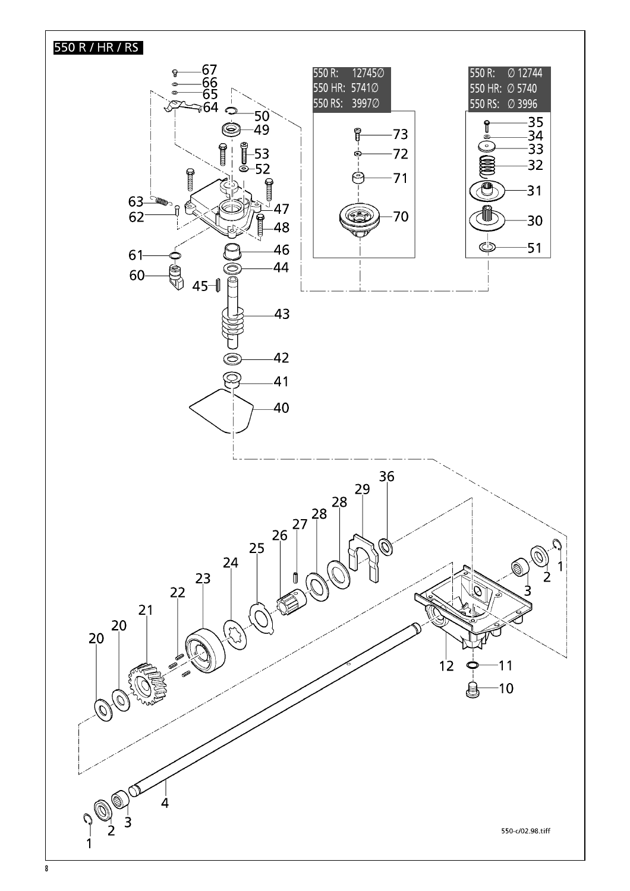# 550 R / HR / RS

| 550 R: | 12745∅ |
| --- | --- |
| 550 HR: | 5741∅ |
| 550 RS: | 3997∅ |

| 550 R: | ∅ 12744 |
| --- | --- |
| 550 HR: | ∅ 5740 |
| 550 RS: | ∅ 3996 |

550-c/02.98.tiff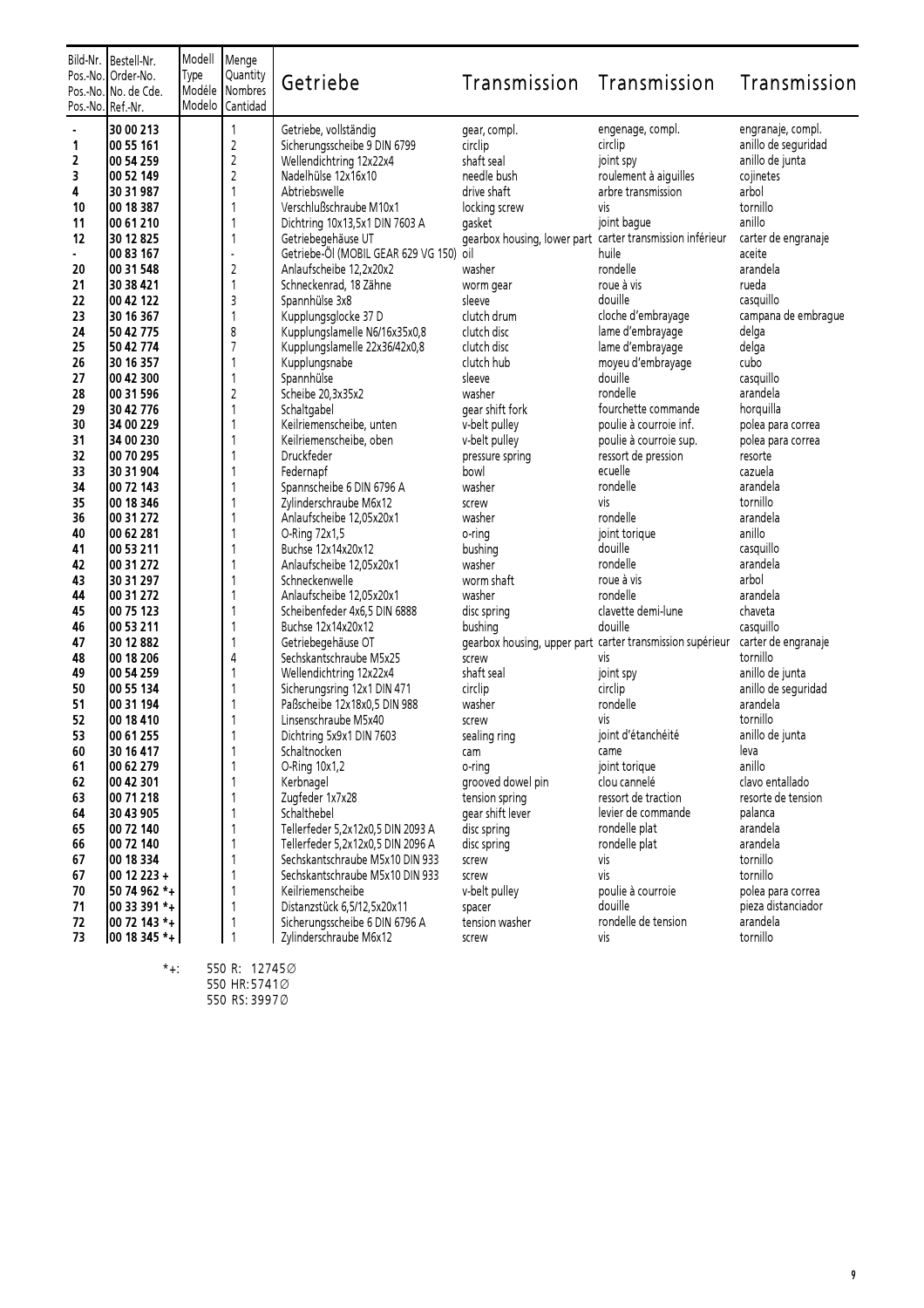| Bild-Nr. Pos.-No. Pos.-No. Pos.-No. | Bestell-Nr. Order-No. No. de Cde. Ref.-Nr. | Modell Type Modéle Modelo | Menge Quantity Nombres Cantidad | Getriebe | Transmission | Transmission | Transmission |
|---|---|---|---|---|---|---|---|
| - | 30 00 213 | | 1 | Getriebe, vollständig | gear, compl. | engenage, compl. | engranaje, compl. |
| 1 | 00 55 161 | | 2 | Sicherungsscheibe 9 DIN 6799 | circlip | circlip | anillo de seguridad |
| 2 | 00 54 259 | | 2 | Wellendichtring 12x22x4 | shaft seal | joint spy | anillo de junta |
| 3 | 00 52 149 | | 2 | Nadelhülse 12x16x10 | needle bush | roulement à aiguilles | cojinetes |
| 4 | 30 31 987 | | 1 | Abtriebswelle | drive shaft | arbre transmission | arbol |
| 10 | 00 18 387 | | 1 | Verschlußschraube M10x1 | locking screw | vis | tornillo |
| 11 | 00 61 210 | | 1 | Dichtring 10x13,5x1 DIN 7603 A | gasket | joint bague | anillo |
| 12 | 30 12 825 | | 1 | Getriebegehäuse UT | gearbox housing, lower part | carter transmission inférieur | carter de engranaje |
| - | 00 83 167 | | - | Getriebe-Öl (MOBIL GEAR 629 VG 150) | oil | huile | aceite |
| 20 | 00 31 548 | | 2 | Anlaufscheibe 12,2x20x2 | washer | rondelle | arandela |
| 21 | 30 38 421 | | 1 | Schneckenrad, 18 Zähne | worm gear | roue à vis | rueda |
| 22 | 00 42 122 | | 3 | Spannhülse 3x8 | sleeve | douille | casquillo |
| 23 | 30 16 367 | | 1 | Kupplungsglocke 37 D | clutch drum | cloche d'embrayage | campana de embrague |
| 24 | 50 42 775 | | 8 | Kupplungslamelle N6/16x35x0,8 | clutch disc | lame d'embrayage | delga |
| 25 | 50 42 774 | | 7 | Kupplungslamelle 22x36/42x0,8 | clutch disc | lame d'embrayage | delga |
| 26 | 30 16 357 | | 1 | Kupplungsnabe | clutch hub | moyeu d'embrayage | cubo |
| 27 | 00 42 300 | | 1 | Spannhülse | sleeve | douille | casquillo |
| 28 | 00 31 596 | | 2 | Scheibe 20,3x35x2 | washer | rondelle | arandela |
| 29 | 30 42 776 | | 1 | Schaltgabel | gear shift fork | fourchette commande | horquilla |
| 30 | 34 00 229 | | 1 | Keilriemenscheibe, unten | v-belt pulley | poulie à courroie inf. | polea para correa |
| 31 | 34 00 230 | | 1 | Keilriemenscheibe, oben | v-belt pulley | poulie à courroie sup. | polea para correa |
| 32 | 00 70 295 | | 1 | Druckfeder | pressure spring | ressort de pression | resorte |
| 33 | 30 31 904 | | 1 | Federnapf | bowl | ecuelle | cazuela |
| 34 | 00 72 143 | | 1 | Spannscheibe 6 DIN 6796 A | washer | rondelle | arandela |
| 35 | 00 18 346 | | 1 | Zylinderschraube M6x12 | screw | vis | tornillo |
| 36 | 00 31 272 | | 1 | Anlaufscheibe 12,05x20x1 | washer | rondelle | arandela |
| 40 | 00 62 281 | | 1 | O-Ring 72x1,5 | o-ring | joint torique | anillo |
| 41 | 00 53 211 | | 1 | Buchse 12x14x20x12 | bushing | douille | casquillo |
| 42 | 00 31 272 | | 1 | Anlaufscheibe 12,05x20x1 | washer | rondelle | arandela |
| 43 | 30 31 297 | | 1 | Schneckenwelle | worm shaft | roue à vis | arbol |
| 44 | 00 31 272 | | 1 | Anlaufscheibe 12,05x20x1 | washer | rondelle | arandela |
| 45 | 00 75 123 | | 1 | Scheibenfeder 4x6,5 DIN 6888 | disc spring | clavette demi-lune | chaveta |
| 46 | 00 53 211 | | 1 | Buchse 12x14x20x12 | bushing | douille | casquillo |
| 47 | 30 12 882 | | 1 | Getriebegehäuse OT | gearbox housing, upper part | carter transmission supérieur | carter de engranaje |
| 48 | 00 18 206 | | 4 | Sechskantschraube M5x25 | screw | vis | tornillo |
| 49 | 00 54 259 | | 1 | Wellendichtring 12x22x4 | shaft seal | joint spy | anillo de junta |
| 50 | 00 55 134 | | 1 | Sicherungsring 12x1 DIN 471 | circlip | circlip | anillo de seguridad |
| 51 | 00 31 194 | | 1 | Paßscheibe 12x18x0,5 DIN 988 | washer | rondelle | arandela |
| 52 | 00 18 410 | | 1 | Linsenschraube M5x40 | screw | vis | tornillo |
| 53 | 00 61 255 | | 1 | Dichtring 5x9x1 DIN 7603 | sealing ring | joint d'étanchéité | anillo de junta |
| 60 | 30 16 417 | | 1 | Schaltnocken | cam | came | leva |
| 61 | 00 62 279 | | 1 | O-Ring 10x1,2 | o-ring | joint torique | anillo |
| 62 | 00 42 301 | | 1 | Kerbnagel | grooved dowel pin | clou cannelé | clavo entallado |
| 63 | 00 71 218 | | 1 | Zugfeder 1x7x28 | tension spring | ressort de traction | resorte de tension |
| 64 | 30 43 905 | | 1 | Schalthebel | gear shift lever | levier de commande | palanca |
| 65 | 00 72 140 | | 1 | Tellerfeder 5,2x12x0,5 DIN 2093 A | disc spring | rondelle plat | arandela |
| 66 | 00 72 140 | | 1 | Tellerfeder 5,2x12x0,5 DIN 2096 A | disc spring | rondelle plat | arandela |
| 67 | 00 18 334 | | 1 | Sechskantschraube M5x10 DIN 933 | screw | vis | tornillo |
| 67 | 00 12 223 + | | 1 | Sechskantschraube M5x10 DIN 933 | screw | vis | tornillo |
| 70 | 50 74 962 *+ | | 1 | Keilriemenscheibe | v-belt pulley | poulie à courroie | polea para correa |
| 71 | 00 33 391 *+ | | 1 | Distanzstück 6,5/12,5x20x11 | spacer | douille | pieza distanciador |
| 72 | 00 72 143 *+ | | 1 | Sicherungsscheibe 6 DIN 6796 A | tension washer | rondelle de tension | arandela |
| 73 | 00 18 345 *+ | | 1 | Zylinderschraube M6x12 | screw | vis | tornillo |

*+: 550 R: 12745∅
550 HR: 5741∅
550 RS: 3997∅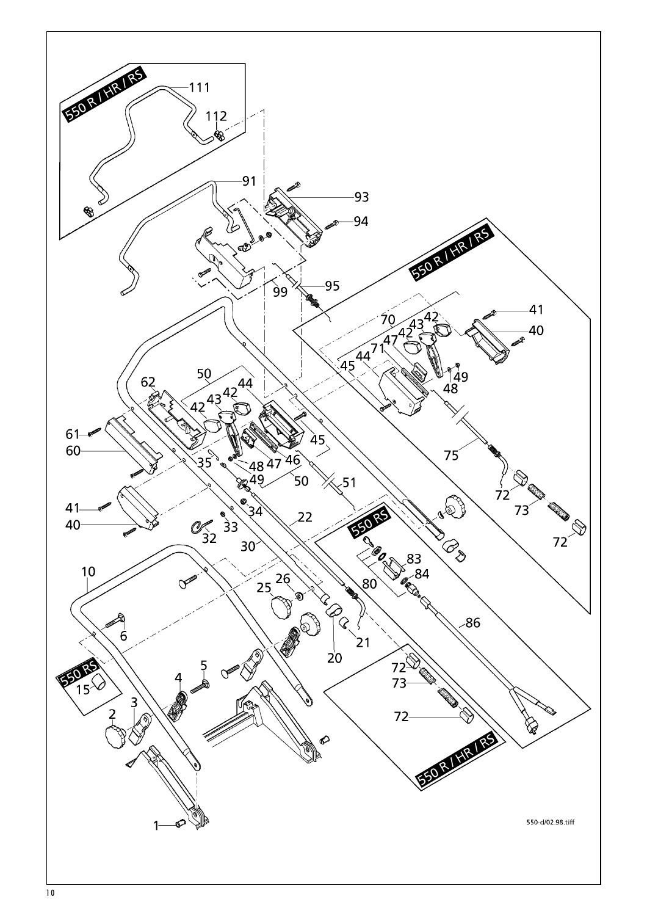550 R / HR / RS

550 R / HR / RS

550 RS

550 RS

550 R / HR / RS

550-d/02.98.tiff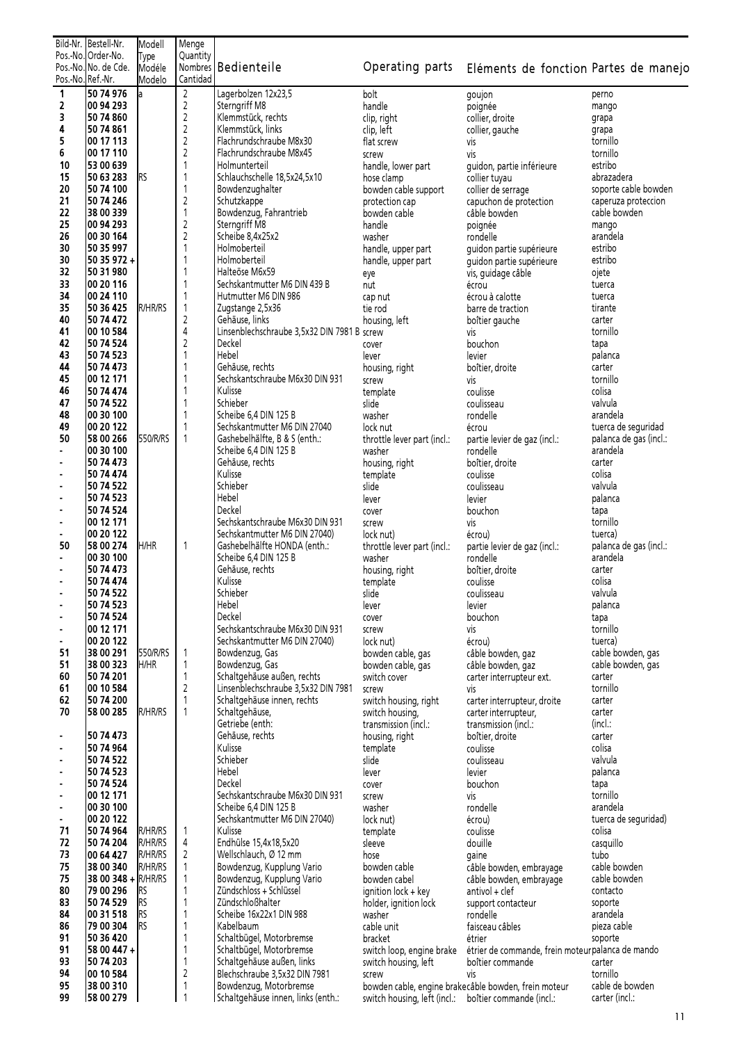| Bild-Nr. Pos.-No. Pos.-No. Pos.-No. | Bestell-Nr. Order-No. No. de Cde. Ref.-Nr. | Modell Type Modéle Modelo | Menge Quantity Nombres Cantidad | Bedienteile | Operating parts | Eléments de fonction | Partes de manejo |
|---|---|---|---|---|---|---|---|
| 1 | 50 74 976 | a | 2 | Lagerbolzen 12x23,5 | bolt | goujon | perno |
| 2 | 00 94 293 | | 2 | Sterngriff M8 | handle | poignée | mango |
| 3 | 50 74 860 | | 2 | Klemmstück, rechts | clip, right | collier, droite | grapa |
| 4 | 50 74 861 | | 2 | Klemmstück, links | clip, left | collier, gauche | grapa |
| 5 | 00 17 113 | | 2 | Flachrundschraube M8x30 | flat screw | vis | tornillo |
| 6 | 00 17 110 | | 2 | Flachrundschraube M8x45 | screw | vis | tornillo |
| 10 | 53 00 639 | | 1 | Holmunterteil | handle, lower part | guidon, partie inférieure | estribo |
| 15 | 50 63 283 | RS | 1 | Schlauchschelle 18,5x24,5x10 | hose clamp | collier tuyau | abrazadera |
| 20 | 50 74 100 | | 1 | Bowdenzughalter | bowden cable support | collier de serrage | soporte cable bowden |
| 21 | 50 74 246 | | 2 | Schutzkappe | protection cap | capuchon de protection | caperuza proteccion |
| 22 | 38 00 339 | | 1 | Bowdenzug, Fahrantrieb | bowden cable | câble bowden | cable bowden |
| 25 | 00 94 293 | | 2 | Sterngriff M8 | handle | poignée | mango |
| 26 | 00 30 164 | | 2 | Scheibe 8,4x25x2 | washer | rondelle | arandela |
| 30 | 50 35 997 | | 1 | Holmoberteil | handle, upper part | guidon partie supérieure | estribo |
| 30 | 50 35 972 + | | 1 | Holmoberteil | handle, upper part | guidon partie supérieure | estribo |
| 32 | 50 31 980 | | 1 | Halteöse M6x59 | eye | vis, guidage câble | ojete |
| 33 | 00 20 116 | | 1 | Sechskantmutter M6 DIN 439 B | nut | écrou | tuerca |
| 34 | 00 24 110 | | 1 | Hutmutter M6 DIN 986 | cap nut | écrou à calotte | tuerca |
| 35 | 50 36 425 | R/HR/RS | 1 | Zugstange 2,5x36 | tie rod | barre de traction | tirante |
| 40 | 50 74 472 | | 2 | Gehäuse, links | housing, left | boîtier gauche | carter |
| 41 | 00 10 584 | | 4 | Linsenblechschraube 3,5x32 DIN 7981 B | screw | vis | tornillo |
| 42 | 50 74 524 | | 2 | Deckel | cover | bouchon | tapa |
| 43 | 50 74 523 | | 1 | Hebel | lever | levier | palanca |
| 44 | 50 74 473 | | 1 | Gehäuse, rechts | housing, right | boîtier, droite | carter |
| 45 | 00 12 171 | | 1 | Sechskantschraube M6x30 DIN 931 | screw | vis | tornillo |
| 46 | 50 74 474 | | 1 | Kulisse | template | coulisse | colisa |
| 47 | 50 74 522 | | 1 | Schieber | slide | coulisseau | valvula |
| 48 | 00 30 100 | | 1 | Scheibe 6,4 DIN 125 B | washer | rondelle | arandela |
| 49 | 00 20 122 | | 1 | Sechskantmutter M6 DIN 27040 | lock nut | écrou | tuerca de seguridad |
| 50 | 58 00 266 | 550/R/RS | 1 | Gashebelhälfte, B & S (enth.: | throttle lever part (incl.: | partie levier de gaz (incl.: | palanca de gas (incl.: |
| - | 00 30 100 | | | Scheibe 6,4 DIN 125 B | washer | rondelle | arandela |
| - | 50 74 473 | | | Gehäuse, rechts | housing, right | boîtier, droite | carter |
| - | 50 74 474 | | | Kulisse | template | coulisse | colisa |
| - | 50 74 522 | | | Schieber | slide | coulisseau | valvula |
| - | 50 74 523 | | | Hebel | lever | levier | palanca |
| - | 50 74 524 | | | Deckel | cover | bouchon | tapa |
| - | 00 12 171 | | | Sechskantschraube M6x30 DIN 931 | screw | vis | tornillo |
| - | 00 20 122 | | | Sechskantmutter M6 DIN 27040) | lock nut) | écrou) | tuerca) |
| 50 | 58 00 274 | H/HR | 1 | Gashebelhälfte HONDA (enth.: | throttle lever part (incl.: | partie levier de gaz (incl.: | palanca de gas (incl.: |
| - | 00 30 100 | | | Scheibe 6,4 DIN 125 B | washer | rondelle | arandela |
| - | 50 74 473 | | | Gehäuse, rechts | housing, right | boîtier, droite | carter |
| - | 50 74 474 | | | Kulisse | template | coulisse | colisa |
| - | 50 74 522 | | | Schieber | slide | coulisseau | valvula |
| - | 50 74 523 | | | Hebel | lever | levier | palanca |
| - | 50 74 524 | | | Deckel | cover | bouchon | tapa |
| - | 00 12 171 | | | Sechskantschraube M6x30 DIN 931 | screw | vis | tornillo |
| - | 00 20 122 | | | Sechskantmutter M6 DIN 27040) | lock nut) | écrou) | tuerca) |
| 51 | 38 00 291 | 550/R/RS | 1 | Bowdenzug, Gas | bowden cable, gas | câble bowden, gaz | cable bowden, gas |
| 51 | 38 00 323 | H/HR | 1 | Bowdenzug, Gas | bowden cable, gas | câble bowden, gaz | cable bowden, gas |
| 60 | 50 74 201 | | 1 | Schaltgehäuse außen, rechts | switch cover | carter interrupteur ext. | carter |
| 61 | 00 10 584 | | 2 | Linsenblechschraube 3,5x32 DIN 7981 | screw | vis | tornillo |
| 62 | 50 74 200 | | 1 | Schaltgehäuse innen, rechts | switch housing, right | carter interrupteur, droite | carter |
| 70 | 58 00 285 | R/HR/RS | 1 | Schaltgehäuse, Getriebe (enth: | switch housing, transmission (incl.: | carter interrupteur, transmission (incl.: | carter (incl.: |
| - | 50 74 473 | | | Gehäuse, rechts | housing, right | boîtier, droite | carter |
| - | 50 74 964 | | | Kulisse | template | coulisse | colisa |
| - | 50 74 522 | | | Schieber | slide | coulisseau | valvula |
| - | 50 74 523 | | | Hebel | lever | levier | palanca |
| - | 50 74 524 | | | Deckel | cover | bouchon | tapa |
| - | 00 12 171 | | | Sechskantschraube M6x30 DIN 931 | screw | vis | tornillo |
| - | 00 30 100 | | | Scheibe 6,4 DIN 125 B | washer | rondelle | arandela |
| - | 00 20 122 | | | Sechskantmutter M6 DIN 27040) | lock nut) | écrou) | tuerca de seguridad) |
| 71 | 50 74 964 | R/HR/RS | 1 | Kulisse | template | coulisse | colisa |
| 72 | 50 74 204 | R/HR/RS | 4 | Endhülse 15,4x18,5x20 | sleeve | douille | casquillo |
| 73 | 00 64 427 | R/HR/RS | 2 | Wellschlauch, Ø 12 mm | hose | gaine | tubo |
| 75 | 38 00 340 | R/HR/RS | 1 | Bowdenzug, Kupplung Vario | bowden cable | câble bowden, embrayage | cable bowden |
| 75 | 38 00 348 + | R/HR/RS | 1 | Bowdenzug, Kupplung Vario | bowden cabel | câble bowden, embrayage | cable bowden |
| 80 | 79 00 296 | RS | 1 | Zündschloss + Schlüssel | ignition lock + key | antivol + clef | contacto |
| 83 | 50 74 529 | RS | 1 | Zündschloßhalter | holder, ignition lock | support contacteur | soporte |
| 84 | 00 31 518 | RS | 1 | Scheibe 16x22x1 DIN 988 | washer | rondelle | arandela |
| 86 | 79 00 304 | RS | 1 | Kabelbaum | cable unit | faisceau câbles | pieza cable |
| 91 | 50 36 420 | | 1 | Schaltbügel, Motorbremse | bracket | étrier | soporte |
| 91 | 58 00 447 + | | 1 | Schaltbügel, Motorbremse | switch loop, engine brake | étrier de commande, frein moteur | palanca de mando |
| 93 | 50 74 203 | | 1 | Schaltgehäuse außen, links | switch housing, left | boîtier commande | carter |
| 94 | 00 10 584 | | 2 | Blechschraube 3,5x32 DIN 7981 | screw | vis | tornillo |
| 95 | 38 00 310 | | 1 | Bowdenzug, Motorbremse | bowden cable, engine brake | câble bowden, frein moteur | cable de bowden |
| 99 | 58 00 279 | | 1 | Schaltgehäuse innen, links (enth.: | switch housing, left (incl.: | boîtier commande (incl.: | carter (incl.: |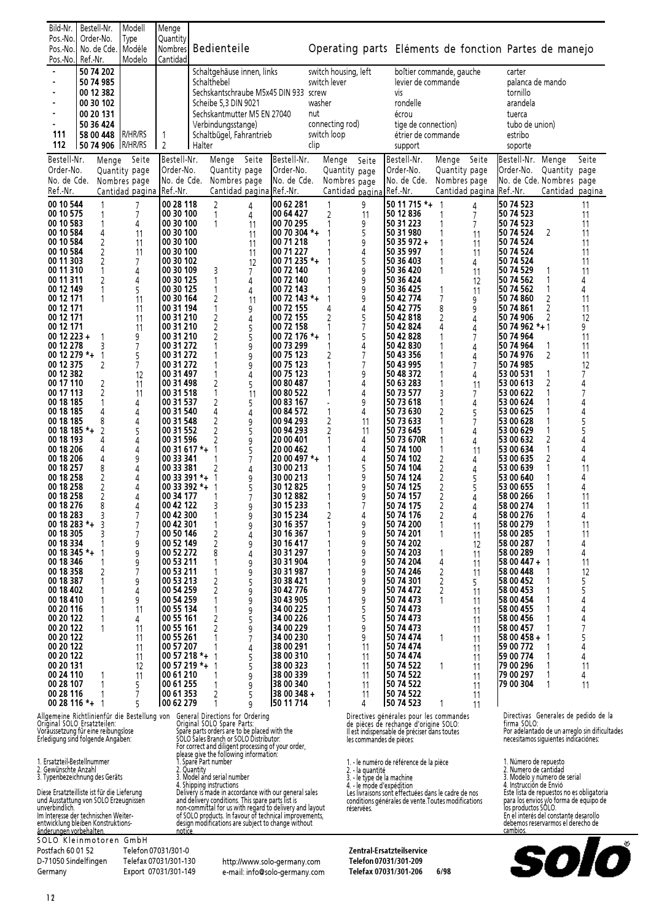| Bild-Nr. Pos.-No. Pos.-No. Pos.-No. | Bestell-Nr. Order-No. No. de Cde. Ref.-Nr. | Modell Type Modèle Modelo | Menge Quantity Nombres Cantidad | Bedienteile | Operating parts | Eléments de fonction | Partes de manejo |
|---|---|---|---|---|---|---|---|
| - | 50 74 202 | | | Schaltgehäuse innen, links | switch housing, left | boîtier commande, gauche | carter |
| - | 50 74 985 | | | Schalthebel | switch lever | levier de commande | palanca de mando |
| - | 00 12 382 | | | Sechskantschraube M5x45 DIN 933 | screw | vis | tornillo |
| - | 00 30 102 | | | Scheibe 5,3 DIN 9021 | washer | rondelle | arandela |
| - | 00 20 131 | | | Sechskantmutter M5 EN 27040 | nut | écrou | tuerca |
| - | 50 36 424 | | | Verbindungsstange) | connecting rod) | tige de connection) | tubo de union) |
| 111 | 58 00 448 | R/HR/RS | 1 | Schaltbügel, Fahrantrieb | switch loop | étrier de commande | estribo |
| 112 | 50 74 906 | R/HR/RS | 2 | Halter | clip | support | soporte |

| Bestell-Nr. Order-No. No. de Cde. Ref.-Nr. | Menge Quantity Nombres Cantidad | Seite page page pagina | Bestell-Nr. Order-No. No. de Cde. Ref.-Nr. | Menge Quantity Nombres Cantidad | Seite page page pagina | Bestell-Nr. Order-No. No. de Cde. Ref.-Nr. | Menge Quantity Nombres Cantidad | Seite page page pagina | Bestell-Nr. Order-No. No. de Cde. Ref.-Nr. | Menge Quantity Nombres Cantidad | Seite page page pagina | Bestell-Nr. Order-No. No. de Cde. Ref.-Nr. | Menge Quantity Nombres Cantidad | Seite page page pagina |
|---|---|---|---|---|---|---|---|---|---|---|---|---|---|---|
| 00 10 544 | 1 | 7 | 00 28 118 | 2 | 4 | 00 62 281 | 1 | 9 | 50 11 715 *+ | 1 | 4 | 50 74 523 | | 11 |
| 00 10 575 | 1 | 7 | 00 30 100 | 1 | 4 | 00 64 427 | 2 | 11 | 50 12 836 | 1 | 7 | 50 74 523 | | 11 |
| 00 10 583 | 1 | 4 | 00 30 100 | 1 | 11 | 00 70 295 | 1 | 9 | 50 31 223 | 1 | 7 | 50 74 523 | | 11 |
| 00 10 584 | 4 | 11 | 00 30 100 | | 11 | 00 70 304 *+ | 1 | 5 | 50 31 980 | 1 | 11 | 50 74 524 | 2 | 11 |
| 00 10 584 | 2 | 11 | 00 30 100 | | 11 | 00 71 218 | 1 | 9 | 50 35 972 + | 1 | 11 | 50 74 524 | | 11 |
| 00 10 584 | 2 | 11 | 00 30 100 | | 11 | 00 71 227 | 1 | 4 | 50 35 997 | 1 | 11 | 50 74 524 | | 11 |
| 00 11 303 | 2 | 7 | 00 30 102 | | 12 | 00 71 235 *+ | 1 | 5 | 50 36 403 | 1 | 4 | 50 74 524 | | 11 |
| 00 11 310 | 1 | 4 | 00 30 109 | 3 | 7 | 00 72 140 | 1 | 9 | 50 36 420 | 1 | 11 | 50 74 529 | 1 | 11 |
| 00 11 311 | 2 | 4 | 00 30 125 | 1 | 4 | 00 72 140 | 1 | 9 | 50 36 424 | | 12 | 50 74 562 | 1 | 4 |
| 00 12 149 | 1 | 5 | 00 30 125 | 1 | 4 | 00 72 143 | 1 | 9 | 50 36 425 | 1 | 11 | 50 74 562 | 1 | 4 |
| 00 12 171 | 1 | 11 | 00 30 164 | 2 | 11 | 00 72 143 *+ | 1 | 9 | 50 42 774 | 7 | 9 | 50 74 860 | 2 | 11 |
| 00 12 171 | | 11 | 00 31 194 | 1 | 9 | 00 72 155 | 4 | 4 | 50 42 775 | 8 | 9 | 50 74 861 | 2 | 11 |
| 00 12 171 | | 11 | 00 31 210 | 2 | 4 | 00 72 155 | 2 | 5 | 50 42 818 | 2 | 4 | 50 74 906 | 2 | 12 |
| 00 12 171 | | 11 | 00 31 210 | 2 | 5 | 00 72 158 | 1 | 7 | 50 42 824 | 4 | 4 | 50 74 962 *+ | 1 | 9 |
| 00 12 223 + | 1 | 9 | 00 31 210 | 2 | 5 | 00 72 176 *+ | 1 | 5 | 50 42 828 | 1 | 7 | 50 74 964 | | 11 |
| 00 12 278 | 3 | 7 | 00 31 272 | 1 | 9 | 00 73 299 | 1 | 4 | 50 42 830 | 1 | 4 | 50 74 964 | 1 | 11 |
| 00 12 279 *+ | 1 | 5 | 00 31 272 | 1 | 9 | 00 75 123 | 2 | 7 | 50 43 356 | 1 | 4 | 50 74 976 | 2 | 11 |
| 00 12 375 | 2 | 7 | 00 31 272 | 1 | 9 | 00 75 123 | 1 | 7 | 50 43 995 | 1 | 7 | 50 74 985 | | 12 |
| 00 12 382 | | 12 | 00 31 497 | 1 | 4 | 00 75 123 | 1 | 9 | 50 48 372 | 1 | 4 | 53 00 531 | 1 | 7 |
| 00 17 110 | 2 | 11 | 00 31 498 | 2 | 5 | 00 80 487 | 1 | 4 | 50 63 283 | 1 | 11 | 53 00 613 | 2 | 4 |
| 00 17 113 | 2 | 11 | 00 31 518 | 1 | 11 | 00 80 522 | 1 | 4 | 50 73 577 | 3 | 7 | 53 00 622 | 1 | 7 |
| 00 18 185 | 1 | 4 | 00 31 537 | 2 | 5 | 00 83 167 | - | 9 | 50 73 618 | 1 | 4 | 53 00 624 | 1 | 4 |
| 00 18 185 | 4 | 4 | 00 31 540 | 4 | 4 | 00 84 572 | 1 | 4 | 50 73 630 | 2 | 5 | 53 00 625 | 1 | 4 |
| 00 18 185 | 8 | 4 | 00 31 548 | 2 | 9 | 00 94 293 | 2 | 11 | 50 73 633 | 1 | 7 | 53 00 628 | 1 | 5 |
| 00 18 185 *+ | 2 | 5 | 00 31 552 | 2 | 5 | 00 94 293 | 2 | 11 | 50 73 645 | 1 | 4 | 53 00 629 | 1 | 5 |
| 00 18 193 | 4 | 4 | 00 31 596 | 2 | 9 | 20 00 401 | 1 | 4 | 50 73 670R | 1 | 4 | 53 00 632 | 2 | 4 |
| 00 18 206 | 4 | 4 | 00 31 617 *+ | 1 | 5 | 20 00 462 | 1 | 4 | 50 74 100 | 1 | 11 | 53 00 634 | 1 | 4 |
| 00 18 206 | 4 | 9 | 00 33 341 | 1 | 7 | 20 00 497 *+ | 1 | 4 | 50 74 102 | 2 | 4 | 53 00 635 | 2 | 4 |
| 00 18 257 | 8 | 4 | 00 33 381 | 2 | 4 | 30 00 213 | 1 | 5 | 50 74 104 | 2 | 4 | 53 00 639 | 1 | 11 |
| 00 18 258 | 2 | 4 | 00 33 391 *+ | 1 | 9 | 30 00 213 | 1 | 9 | 50 74 124 | 2 | 5 | 53 00 640 | 1 | 4 |
| 00 18 258 | 2 | 4 | 00 33 392 *+ | 1 | 5 | 30 12 825 | 1 | 9 | 50 74 125 | 2 | 5 | 53 00 655 | 1 | 4 |
| 00 18 258 | 2 | 4 | 00 34 177 | 1 | 7 | 30 12 882 | 1 | 9 | 50 74 157 | 2 | 4 | 58 00 266 | 1 | 11 |
| 00 18 276 | 8 | 4 | 00 42 122 | 3 | 9 | 30 15 233 | 1 | 7 | 50 74 175 | 2 | 4 | 58 00 274 | 1 | 11 |
| 00 18 283 | 3 | 7 | 00 42 300 | 1 | 9 | 30 15 234 | 2 | 4 | 50 74 176 | 2 | 4 | 58 00 276 | 1 | 4 |
| 00 18 283 *+ | 3 | 7 | 00 42 301 | 1 | 9 | 30 16 357 | 1 | 9 | 50 74 200 | 1 | 11 | 58 00 279 | 1 | 11 |
| 00 18 305 | 3 | 7 | 00 50 146 | 2 | 4 | 30 16 367 | 1 | 9 | 50 74 201 | 1 | 11 | 58 00 285 | 1 | 11 |
| 00 18 334 | 1 | 9 | 00 52 149 | 2 | 9 | 30 16 417 | 1 | 9 | 50 74 202 | | 12 | 58 00 287 | 1 | 4 |
| 00 18 345 *+ | 1 | 9 | 00 52 272 | 8 | 4 | 30 31 297 | 1 | 9 | 50 74 203 | 1 | 11 | 58 00 289 | 1 | 4 |
| 00 18 346 | 1 | 9 | 00 53 211 | 1 | 9 | 30 31 904 | 1 | 9 | 50 74 204 | 4 | 11 | 58 00 447 + | 1 | 11 |
| 00 18 358 | 2 | 7 | 00 53 211 | 1 | 9 | 30 31 987 | 1 | 9 | 50 74 246 | 2 | 11 | 58 00 448 | 1 | 12 |
| 00 18 387 | 1 | 9 | 00 53 213 | 2 | 5 | 30 38 421 | 1 | 9 | 50 74 301 | 2 | 5 | 58 00 452 | 1 | 5 |
| 00 18 402 | 1 | 4 | 00 54 259 | 2 | 9 | 30 42 776 | 1 | 9 | 50 74 472 | 2 | 11 | 58 00 453 | 1 | 5 |
| 00 18 410 | 1 | 9 | 00 54 259 | 1 | 9 | 30 43 905 | 1 | 9 | 50 74 473 | 1 | 11 | 58 00 454 | 1 | 4 |
| 00 20 116 | 1 | 11 | 00 55 134 | 1 | 9 | 34 00 225 | 1 | 5 | 50 74 473 | | 11 | 58 00 455 | 1 | 4 |
| 00 20 122 | 1 | 4 | 00 55 161 | 2 | 5 | 34 00 226 | 1 | 5 | 50 74 473 | | 11 | 58 00 456 | 1 | 4 |
| 00 20 122 | 1 | 11 | 00 55 161 | 2 | 9 | 34 00 229 | 1 | 9 | 50 74 473 | | 11 | 58 00 457 | 1 | 7 |
| 00 20 122 | | 11 | 00 55 261 | 1 | 7 | 34 00 230 | 1 | 9 | 50 74 474 | 1 | 11 | 58 00 458 + | 1 | 5 |
| 00 20 122 | | 11 | 00 57 207 | 1 | 4 | 38 00 291 | 1 | 11 | 50 74 474 | | 11 | 59 00 772 | 1 | 4 |
| 00 20 122 | | 11 | 00 57 218 *+ | 1 | 5 | 38 00 310 | 1 | 11 | 50 74 474 | | 11 | 59 00 774 | 1 | 4 |
| 00 20 131 | | 12 | 00 57 219 *+ | 1 | 5 | 38 00 323 | 1 | 11 | 50 74 522 | 1 | 11 | 79 00 296 | 1 | 11 |
| 00 24 110 | 1 | 11 | 00 61 210 | 1 | 9 | 38 00 339 | 1 | 11 | 50 74 522 | | 11 | 79 00 297 | 1 | 4 |
| 00 28 107 | 1 | 5 | 00 61 255 | 1 | 9 | 38 00 340 | 1 | 11 | 50 74 522 | | 11 | 79 00 304 | 1 | 11 |
| 00 28 116 | 1 | 7 | 00 61 353 | 2 | 5 | 38 00 348 + | 1 | 11 | 50 74 522 | | 11 | | | |
| 00 28 116 *+ | 1 | 5 | 00 62 279 | 1 | 9 | 50 11 714 | 1 | 4 | 50 74 523 | 1 | 11 | | | |

Allgemeine Richtlinienfür die Bestellung von Original SOLO Ersatzteilen:
Voraussetzung für eine reibungslose Erledigung sind folgende Angaben:

1. Ersatzteil-Bestellnummer
2. Gewünschte Anzahl
3. Typenbezeichnung des Geräts

Diese Ersatzteilliste ist für die Lieferung und Ausstattung von SOLO Erzeugnissen unverbindlich.
Im Interesse der technischen Weiterentwicklung bleiben Konstruktionsänderungen vorbehalten.

General Directions for Ordering Original SOLO Spare Parts:
Spare parts orders are to be placed with the SOLO Sales Branch or SOLO Distributor:
For correct and diligent processing of your order, please give the following information:

1. Spare Part number
2. Quantity
3. Model and serial number
4. Shipping instructions

Delivery is made in accordance with our general sales and delivery conditions. This spare parts list is non-committal for us with regard to delivery and layout of SOLO products. In favour of technical improvements, design modifications are subject to change without notice.

Directives générales pour les commandes de pièces de rechange d'origine SOLO:
Il est indispensable de préciser dans toutes les commandes de pièces:

1. - le numéro de référence de la pièce
2. - la quantité
3. - le type de la machine
4. - le mode d'expédition

Les livraisons sont effectuées dans le cadre de nos conditions générales de vente.Toutes modifications réservées.

Directivas Generales de pedido de la firma SOLO:
Por adelantado de un arreglo sin dificultades necesitamos siguientes indicaciones:

1. Número de repuesto
2. Numero de cantidad
3. Modelo y número de serial
4. Instrucción de Envió

Este lista de repuestos no es obligatoria para los envios y/o forma de equipo de los productos SOLO.
En el interés del constante desarollo debemos reservarmos el derecho de cambios.

SOLO Kleinmotoren GmbH
Postfach 60 01 52 — Telefon 07031/301-0
D-71050 Sindelfingen — Telefax 07031/301-130
Germany — Export 07031/301-149

http://www.solo-germany.com
e-mail: info@solo-germany.com

**Zentral-Ersatzteilservice**
**Telefon 07031/301-209**
**Telefax 07031/301-206** 6/98

solo®